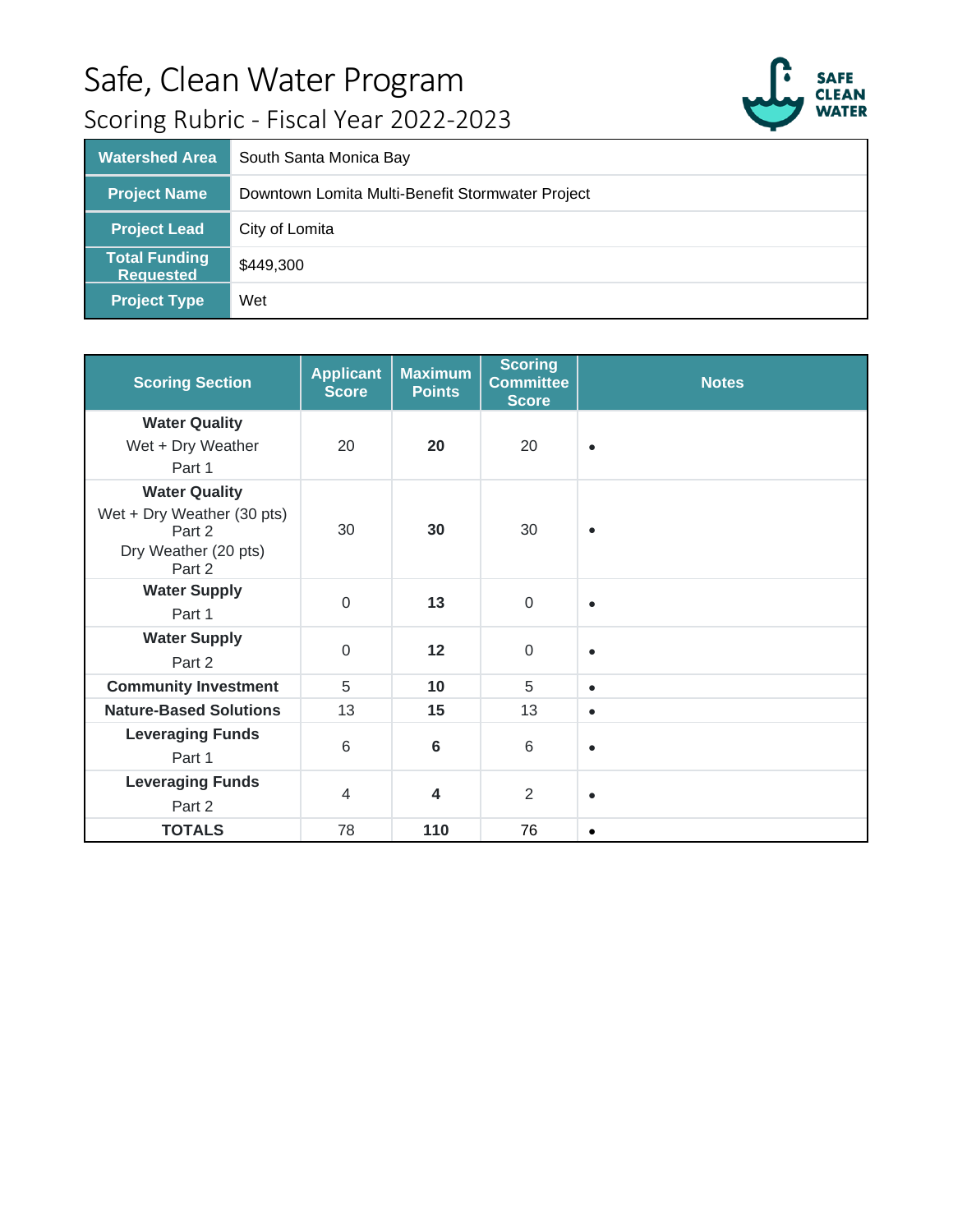# Safe, Clean Water Program

## Scoring Rubric - Fiscal Year 2022-2023

| Watershed Area | South Santa Monica Bay |
|---|---|
| Project Name | Downtown Lomita Multi-Benefit Stormwater Project |
| Project Lead | City of Lomita |
| Total Funding Requested | $449,300 |
| Project Type | Wet |

| Scoring Section | Applicant Score | Maximum Points | Scoring Committee Score | Notes |
|---|---|---|---|---|
| **Water Quality** Wet + Dry Weather Part 1 | 20 | **20** | 20 | • |
| **Water Quality** Wet + Dry Weather (30 pts) Part 2 Dry Weather (20 pts) Part 2 | 30 | **30** | 30 | • |
| **Water Supply** Part 1 | 0 | **13** | 0 | • |
| **Water Supply** Part 2 | 0 | **12** | 0 | • |
| **Community Investment** | 5 | **10** | 5 | • |
| **Nature-Based Solutions** | 13 | **15** | 13 | • |
| **Leveraging Funds** Part 1 | 6 | **6** | 6 | • |
| **Leveraging Funds** Part 2 | 4 | **4** | 2 | • |
| **TOTALS** | 78 | **110** | 76 | • |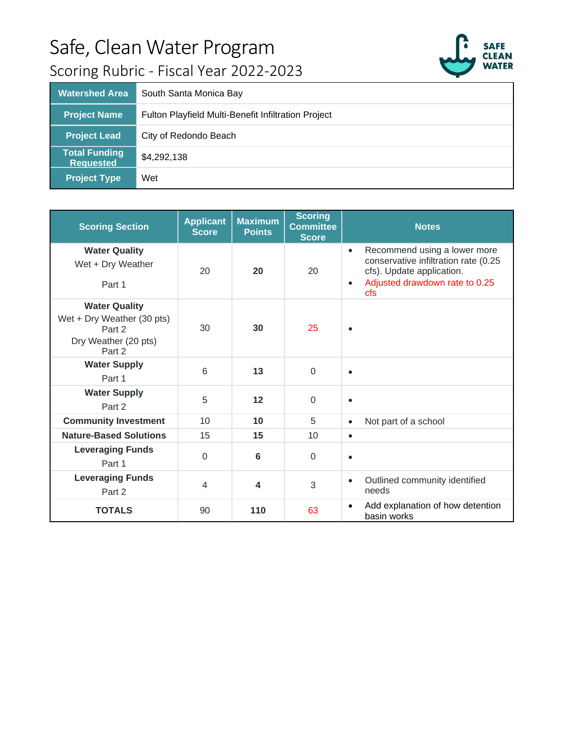# Safe, Clean Water Program

## Scoring Rubric - Fiscal Year 2022-2023

| | |
|---|---|
| **Watershed Area** | South Santa Monica Bay |
| **Project Name** | Fulton Playfield Multi-Benefit Infiltration Project |
| **Project Lead** | City of Redondo Beach |
| **Total Funding Requested** | $4,292,138 |
| **Project Type** | Wet |

| Scoring Section | Applicant Score | Maximum Points | Scoring Committee Score | Notes |
|---|---|---|---|---|
| **Water Quality** Wet + Dry Weather Part 1 | 20 | **20** | 20 | • Recommend using a lower more conservative infiltration rate (0.25 cfs). Update application. • Adjusted drawdown rate to 0.25 cfs |
| **Water Quality** Wet + Dry Weather (30 pts) Part 2 Dry Weather (20 pts) Part 2 | 30 | **30** | 25 | • |
| **Water Supply** Part 1 | 6 | **13** | 0 | • |
| **Water Supply** Part 2 | 5 | **12** | 0 | • |
| **Community Investment** | 10 | **10** | 5 | • Not part of a school |
| **Nature-Based Solutions** | 15 | **15** | 10 | • |
| **Leveraging Funds** Part 1 | 0 | **6** | 0 | • |
| **Leveraging Funds** Part 2 | 4 | **4** | 3 | • Outlined community identified needs |
| **TOTALS** | 90 | **110** | 63 | • Add explanation of how detention basin works |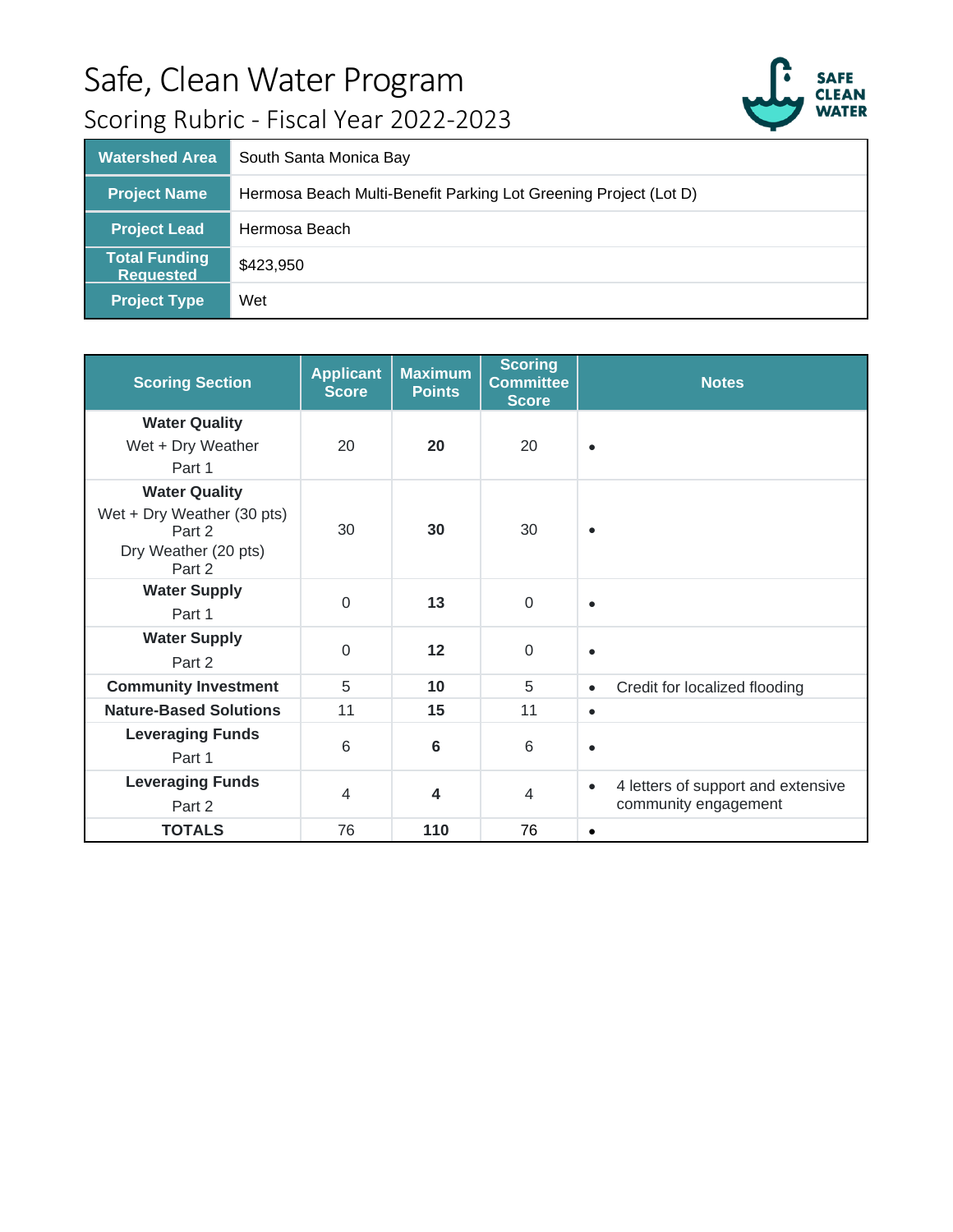# Safe, Clean Water Program

## Scoring Rubric - Fiscal Year 2022-2023

| Watershed Area | South Santa Monica Bay |
|---|---|
| Project Name | Hermosa Beach Multi-Benefit Parking Lot Greening Project (Lot D) |
| Project Lead | Hermosa Beach |
| Total Funding Requested | $423,950 |
| Project Type | Wet |

| Scoring Section | Applicant Score | Maximum Points | Scoring Committee Score | Notes |
|---|---|---|---|---|
| **Water Quality**<br>Wet + Dry Weather<br>Part 1 | 20 | **20** | 20 | • |
| **Water Quality**<br>Wet + Dry Weather (30 pts)<br>Part 2<br>Dry Weather (20 pts)<br>Part 2 | 30 | **30** | 30 | • |
| **Water Supply**<br>Part 1 | 0 | **13** | 0 | • |
| **Water Supply**<br>Part 2 | 0 | **12** | 0 | • |
| **Community Investment** | 5 | **10** | 5 | • Credit for localized flooding |
| **Nature-Based Solutions** | 11 | **15** | 11 | • |
| **Leveraging Funds**<br>Part 1 | 6 | **6** | 6 | • |
| **Leveraging Funds**<br>Part 2 | 4 | **4** | 4 | • 4 letters of support and extensive community engagement |
| **TOTALS** | 76 | **110** | 76 | • |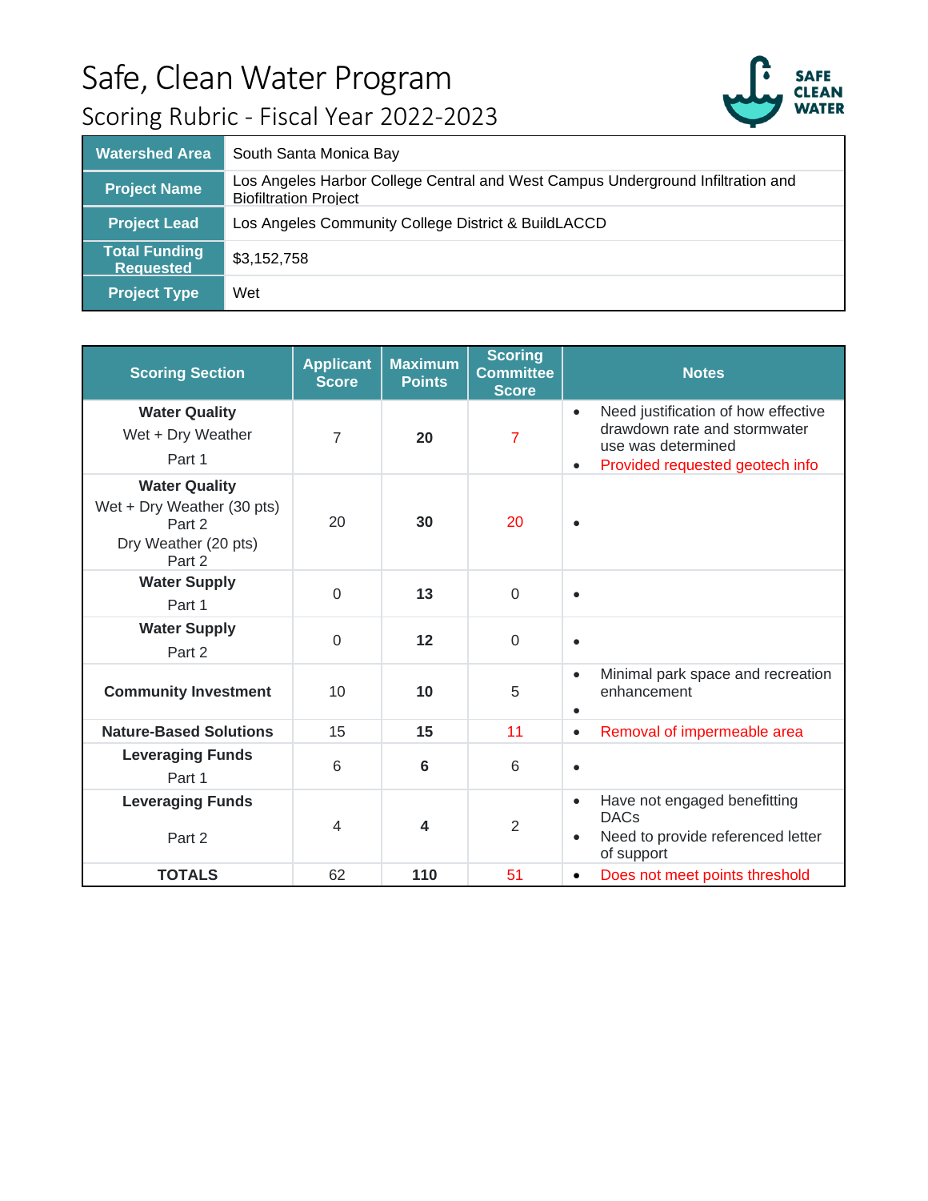# Safe, Clean Water Program

## Scoring Rubric - Fiscal Year 2022-2023

| | |
|---|---|
| **Watershed Area** | South Santa Monica Bay |
| **Project Name** | Los Angeles Harbor College Central and West Campus Underground Infiltration and Biofiltration Project |
| **Project Lead** | Los Angeles Community College District & BuildLACCD |
| **Total Funding Requested** | $3,152,758 |
| **Project Type** | Wet |

| Scoring Section | Applicant Score | Maximum Points | Scoring Committee Score | Notes |
|---|---|---|---|---|
| **Water Quality** Wet + Dry Weather Part 1 | 7 | **20** | 7 | • Need justification of how effective drawdown rate and stormwater use was determined<br>• Provided requested geotech info |
| **Water Quality** Wet + Dry Weather (30 pts) Part 2 Dry Weather (20 pts) Part 2 | 20 | **30** | 20 | • |
| **Water Supply** Part 1 | 0 | **13** | 0 | • |
| **Water Supply** Part 2 | 0 | **12** | 0 | • |
| **Community Investment** | 10 | **10** | 5 | • Minimal park space and recreation enhancement<br>• |
| **Nature-Based Solutions** | 15 | **15** | 11 | • Removal of impermeable area |
| **Leveraging Funds** Part 1 | 6 | **6** | 6 | • |
| **Leveraging Funds** Part 2 | 4 | **4** | 2 | • Have not engaged benefitting DACs<br>• Need to provide referenced letter of support |
| **TOTALS** | 62 | **110** | 51 | • Does not meet points threshold |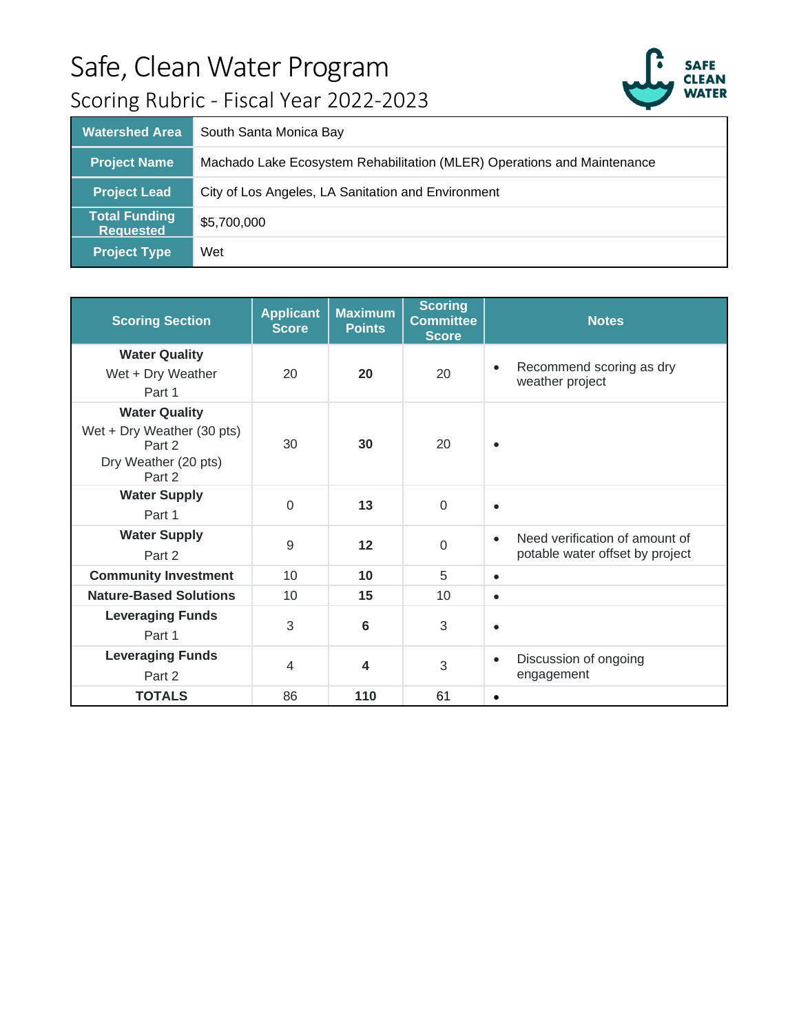# Safe, Clean Water Program

## Scoring Rubric - Fiscal Year 2022-2023

| | |
|---|---|
| **Watershed Area** | South Santa Monica Bay |
| **Project Name** | Machado Lake Ecosystem Rehabilitation (MLER) Operations and Maintenance |
| **Project Lead** | City of Los Angeles, LA Sanitation and Environment |
| **Total Funding Requested** | $5,700,000 |
| **Project Type** | Wet |

| Scoring Section | Applicant Score | Maximum Points | Scoring Committee Score | Notes |
|---|---|---|---|---|
| **Water Quality** Wet + Dry Weather Part 1 | 20 | **20** | 20 | • Recommend scoring as dry weather project |
| **Water Quality** Wet + Dry Weather (30 pts) Part 2 Dry Weather (20 pts) Part 2 | 30 | **30** | 20 | • |
| **Water Supply** Part 1 | 0 | **13** | 0 | • |
| **Water Supply** Part 2 | 9 | **12** | 0 | • Need verification of amount of potable water offset by project |
| **Community Investment** | 10 | **10** | 5 | • |
| **Nature-Based Solutions** | 10 | **15** | 10 | • |
| **Leveraging Funds** Part 1 | 3 | **6** | 3 | • |
| **Leveraging Funds** Part 2 | 4 | **4** | 3 | • Discussion of ongoing engagement |
| **TOTALS** | 86 | **110** | 61 | • |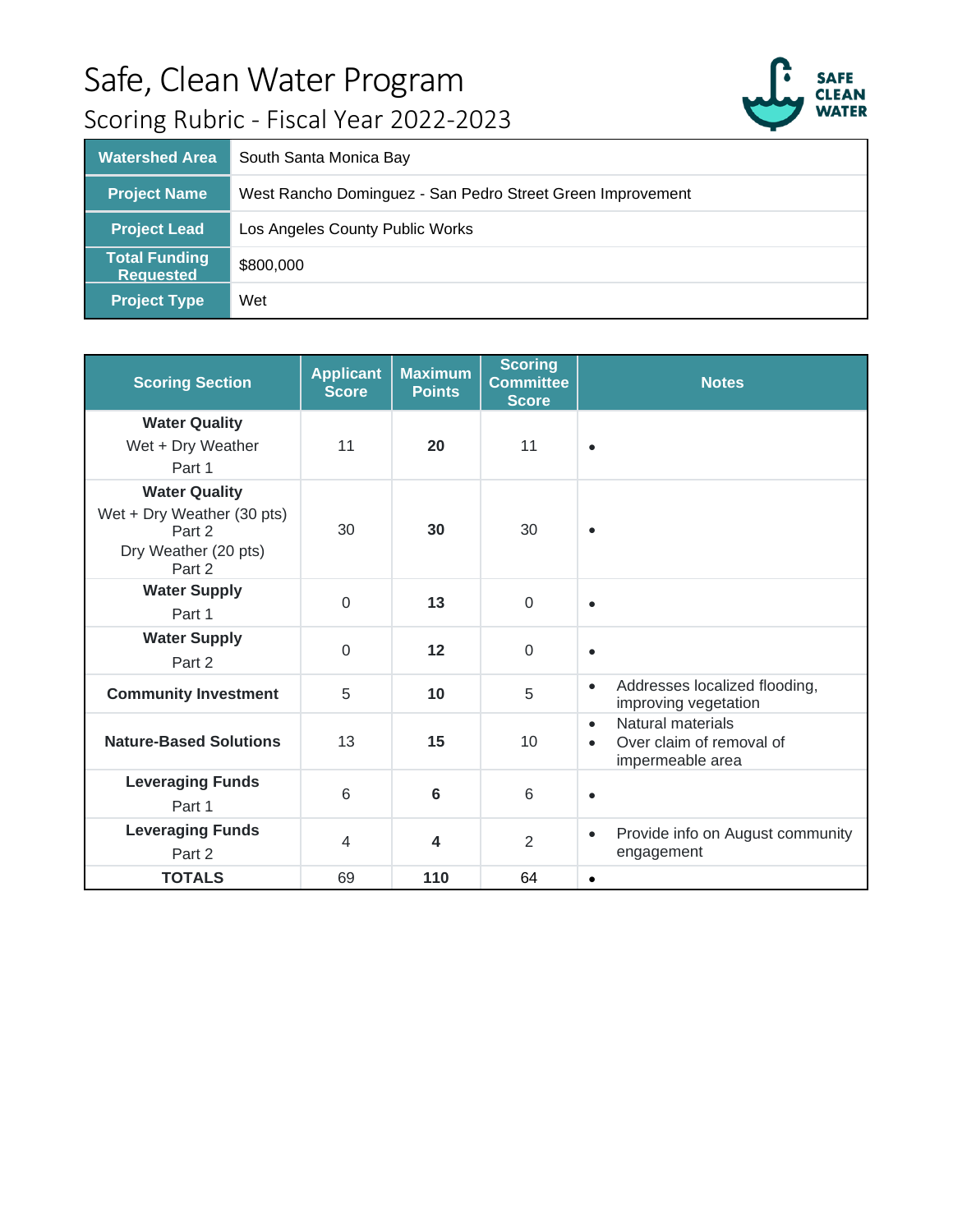# Safe, Clean Water Program

## Scoring Rubric - Fiscal Year 2022-2023

| | |
|---|---|
| **Watershed Area** | South Santa Monica Bay |
| **Project Name** | West Rancho Dominguez - San Pedro Street Green Improvement |
| **Project Lead** | Los Angeles County Public Works |
| **Total Funding Requested** | $800,000 |
| **Project Type** | Wet |

| Scoring Section | Applicant Score | Maximum Points | Scoring Committee Score | Notes |
|---|---|---|---|---|
| **Water Quality** Wet + Dry Weather Part 1 | 11 | **20** | 11 | • |
| **Water Quality** Wet + Dry Weather (30 pts) Part 2 Dry Weather (20 pts) Part 2 | 30 | **30** | 30 | • |
| **Water Supply** Part 1 | 0 | **13** | 0 | • |
| **Water Supply** Part 2 | 0 | **12** | 0 | • |
| **Community Investment** | 5 | **10** | 5 | • Addresses localized flooding, improving vegetation |
| **Nature-Based Solutions** | 13 | **15** | 10 | • Natural materials • Over claim of removal of impermeable area |
| **Leveraging Funds** Part 1 | 6 | **6** | 6 | • |
| **Leveraging Funds** Part 2 | 4 | **4** | 2 | • Provide info on August community engagement |
| **TOTALS** | 69 | **110** | 64 | • |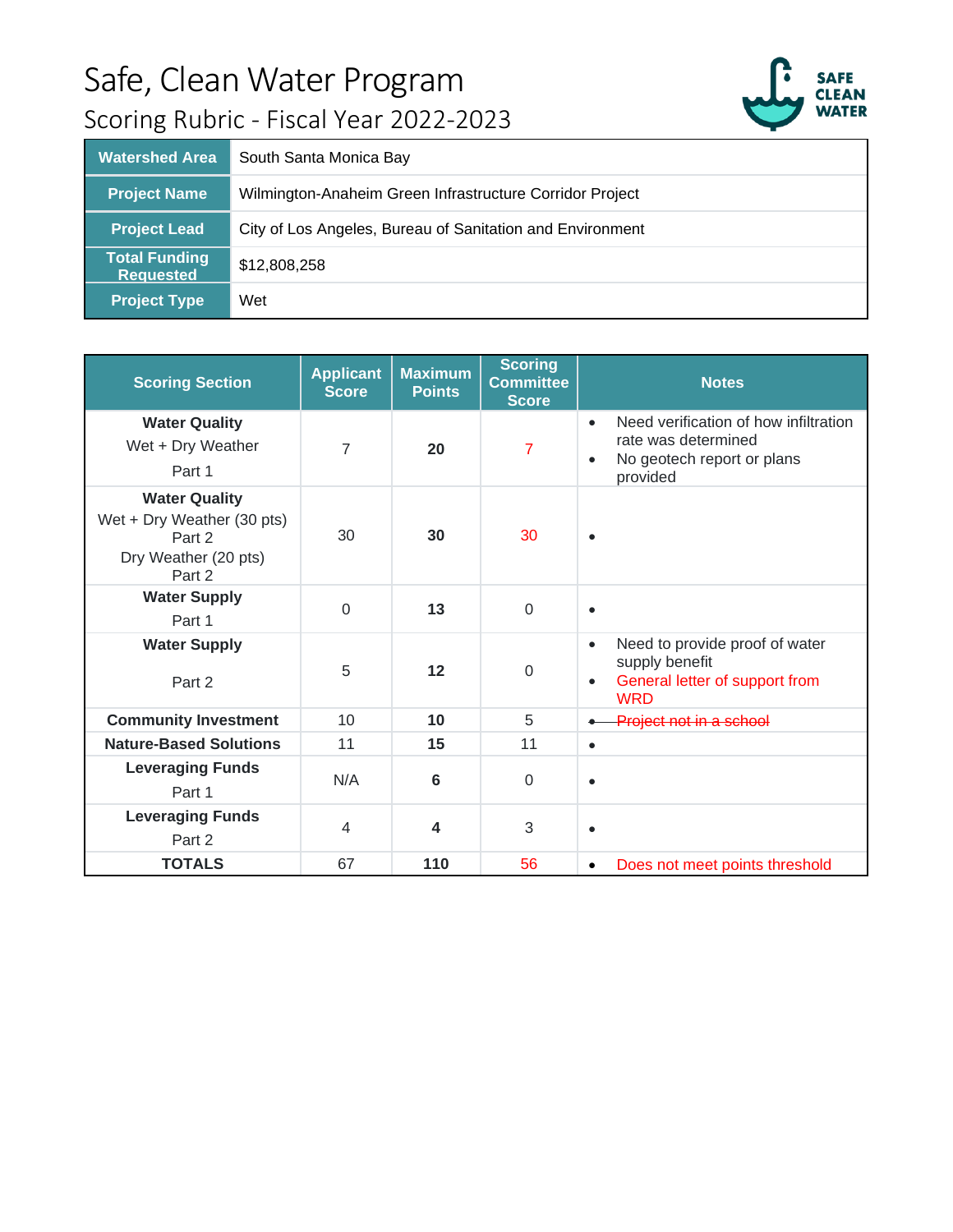# Safe, Clean Water Program

## Scoring Rubric - Fiscal Year 2022-2023

SAFE CLEAN WATER

| | |
|---|---|
| **Watershed Area** | South Santa Monica Bay |
| **Project Name** | Wilmington-Anaheim Green Infrastructure Corridor Project |
| **Project Lead** | City of Los Angeles, Bureau of Sanitation and Environment |
| **Total Funding Requested** | $12,808,258 |
| **Project Type** | Wet |

| Scoring Section | Applicant Score | Maximum Points | Scoring Committee Score | Notes |
|---|---|---|---|---|
| **Water Quality** Wet + Dry Weather Part 1 | 7 | **20** | 7 | • Need verification of how infiltration rate was determined • No geotech report or plans provided |
| **Water Quality** Wet + Dry Weather (30 pts) Part 2 Dry Weather (20 pts) Part 2 | 30 | **30** | 30 | • |
| **Water Supply** Part 1 | 0 | **13** | 0 | • |
| **Water Supply** Part 2 | 5 | **12** | 0 | • Need to provide proof of water supply benefit • General letter of support from WRD |
| **Community Investment** | 10 | **10** | 5 | • ~~Project not in a school~~ |
| **Nature-Based Solutions** | 11 | **15** | 11 | • |
| **Leveraging Funds** Part 1 | N/A | **6** | 0 | • |
| **Leveraging Funds** Part 2 | 4 | **4** | 3 | • |
| **TOTALS** | 67 | **110** | 56 | • Does not meet points threshold |